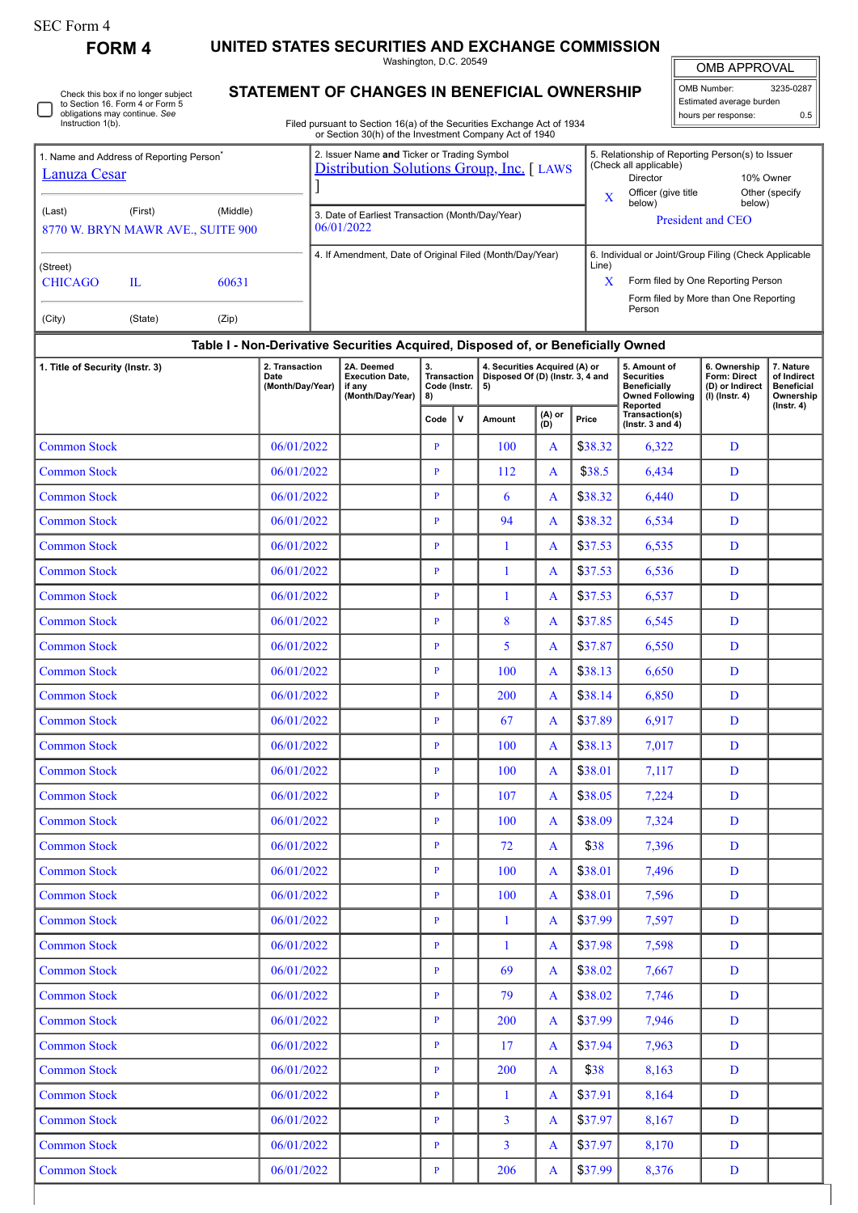SEC Form 4

**FORM 4**

# UNITED STATES SECURITIES AND EXCHANGE COMMISSION

Washington, D.C. 20549

## STATEMENT OF CHANGES IN BENEFICIAL OWNERSHIP

Filed pursuant to Section 16(a) of the Securities Exchange Act of 1934 or Section 30(h) of the Investment Company Act of 1940

| OMB APPROVAL | |
|---|---|
| OMB Number: | 3235-0287 |
| Estimated average burden | |
| hours per response: | 0.5 |

☐ Check this box if no longer subject to Section 16. Form 4 or Form 5 obligations may continue. *See* Instruction 1(b).

1. Name and Address of Reporting Person*
Lanuza Cesar

(Last) (First) (Middle)
8770 W. BRYN MAWR AVE., SUITE 900

(Street)
CHICAGO IL 60631

(City) (State) (Zip)

2. Issuer Name **and** Ticker or Trading Symbol
Distribution Solutions Group, Inc. [ LAWS ]

3. Date of Earliest Transaction (Month/Day/Year)
06/01/2022

4. If Amendment, Date of Original Filed (Month/Day/Year)

5. Relationship of Reporting Person(s) to Issuer (Check all applicable)
Director
10% Owner
X Officer (give title below)
Other (specify below)
President and CEO

6. Individual or Joint/Group Filing (Check Applicable Line)
X Form filed by One Reporting Person
Form filed by More than One Reporting Person

### Table I - Non-Derivative Securities Acquired, Disposed of, or Beneficially Owned

| 1. Title of Security (Instr. 3) | 2. Transaction Date (Month/Day/Year) | 2A. Deemed Execution Date, if any (Month/Day/Year) | 3. Transaction Code (Instr. 8) | | 4. Securities Acquired (A) or Disposed Of (D) (Instr. 3, 4 and 5) | | | 5. Amount of Securities Beneficially Owned Following Reported Transaction(s) (Instr. 3 and 4) | 6. Ownership Form: Direct (D) or Indirect (I) (Instr. 4) | 7. Nature of Indirect Beneficial Ownership (Instr. 4) |
|---|---|---|---|---|---|---|---|---|---|---|
| | | | Code | V | Amount | (A) or (D) | Price | | | |
| Common Stock | 06/01/2022 | | P | | 100 | A | $38.32 | 6,322 | D | |
| Common Stock | 06/01/2022 | | P | | 112 | A | $38.5 | 6,434 | D | |
| Common Stock | 06/01/2022 | | P | | 6 | A | $38.32 | 6,440 | D | |
| Common Stock | 06/01/2022 | | P | | 94 | A | $38.32 | 6,534 | D | |
| Common Stock | 06/01/2022 | | P | | 1 | A | $37.53 | 6,535 | D | |
| Common Stock | 06/01/2022 | | P | | 1 | A | $37.53 | 6,536 | D | |
| Common Stock | 06/01/2022 | | P | | 1 | A | $37.53 | 6,537 | D | |
| Common Stock | 06/01/2022 | | P | | 8 | A | $37.85 | 6,545 | D | |
| Common Stock | 06/01/2022 | | P | | 5 | A | $37.87 | 6,550 | D | |
| Common Stock | 06/01/2022 | | P | | 100 | A | $38.13 | 6,650 | D | |
| Common Stock | 06/01/2022 | | P | | 200 | A | $38.14 | 6,850 | D | |
| Common Stock | 06/01/2022 | | P | | 67 | A | $37.89 | 6,917 | D | |
| Common Stock | 06/01/2022 | | P | | 100 | A | $38.13 | 7,017 | D | |
| Common Stock | 06/01/2022 | | P | | 100 | A | $38.01 | 7,117 | D | |
| Common Stock | 06/01/2022 | | P | | 107 | A | $38.05 | 7,224 | D | |
| Common Stock | 06/01/2022 | | P | | 100 | A | $38.09 | 7,324 | D | |
| Common Stock | 06/01/2022 | | P | | 72 | A | $38 | 7,396 | D | |
| Common Stock | 06/01/2022 | | P | | 100 | A | $38.01 | 7,496 | D | |
| Common Stock | 06/01/2022 | | P | | 100 | A | $38.01 | 7,596 | D | |
| Common Stock | 06/01/2022 | | P | | 1 | A | $37.99 | 7,597 | D | |
| Common Stock | 06/01/2022 | | P | | 1 | A | $37.98 | 7,598 | D | |
| Common Stock | 06/01/2022 | | P | | 69 | A | $38.02 | 7,667 | D | |
| Common Stock | 06/01/2022 | | P | | 79 | A | $38.02 | 7,746 | D | |
| Common Stock | 06/01/2022 | | P | | 200 | A | $37.99 | 7,946 | D | |
| Common Stock | 06/01/2022 | | P | | 17 | A | $37.94 | 7,963 | D | |
| Common Stock | 06/01/2022 | | P | | 200 | A | $38 | 8,163 | D | |
| Common Stock | 06/01/2022 | | P | | 1 | A | $37.91 | 8,164 | D | |
| Common Stock | 06/01/2022 | | P | | 3 | A | $37.97 | 8,167 | D | |
| Common Stock | 06/01/2022 | | P | | 3 | A | $37.97 | 8,170 | D | |
| Common Stock | 06/01/2022 | | P | | 206 | A | $37.99 | 8,376 | D | |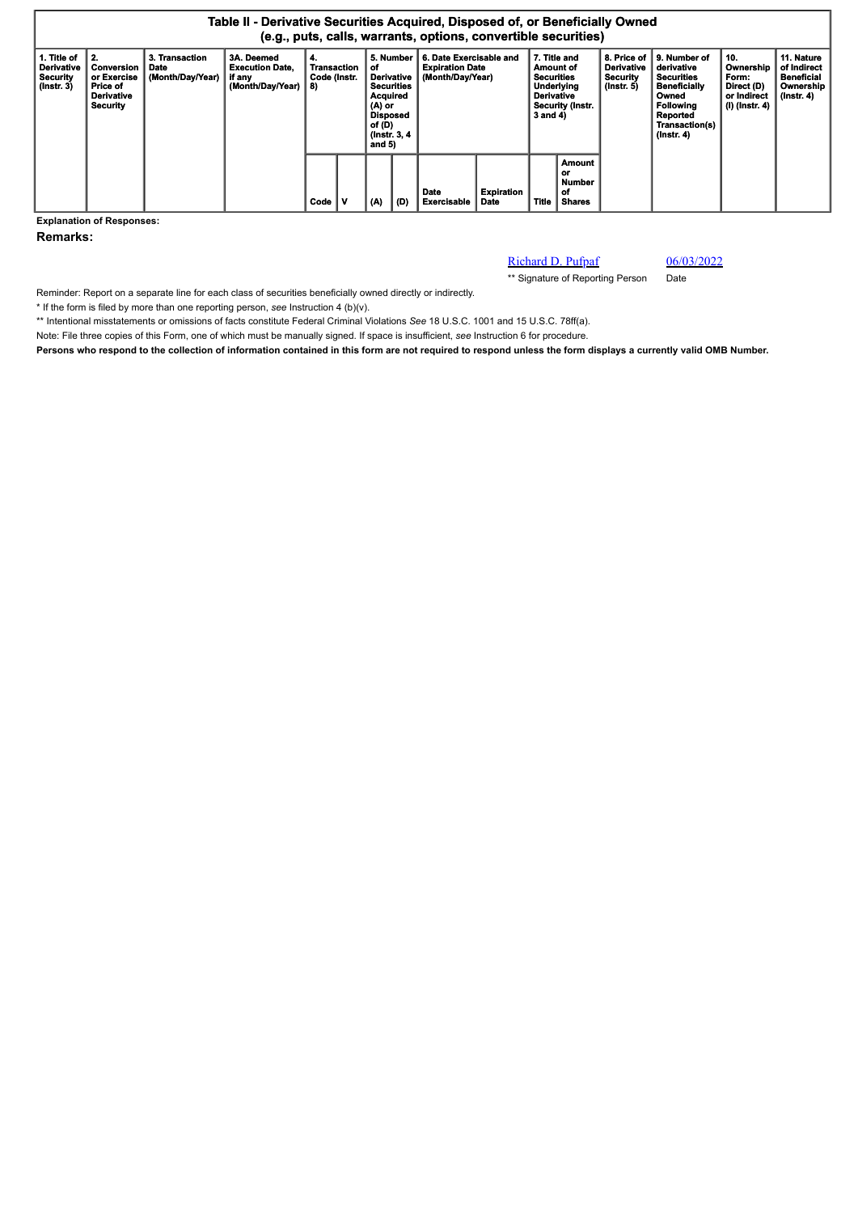## Table II - Derivative Securities Acquired, Disposed of, or Beneficially Owned (e.g., puts, calls, warrants, options, convertible securities)

| 1. Title of Derivative Security (Instr. 3) | 2. Conversion or Exercise Price of Derivative Security | 3. Transaction Date (Month/Day/Year) | 3A. Deemed Execution Date, if any (Month/Day/Year) | 4. Transaction Code (Instr. 8) | | 5. Number of Derivative Securities Acquired (A) or Disposed of (D) (Instr. 3, 4 and 5) | | 6. Date Exercisable and Expiration Date (Month/Day/Year) | | 7. Title and Amount of Securities Underlying Derivative Security (Instr. 3 and 4) | | 8. Price of Derivative Security (Instr. 5) | 9. Number of derivative Securities Beneficially Owned Following Reported Transaction(s) (Instr. 4) | 10. Ownership Form: Direct (D) or Indirect (I) (Instr. 4) | 11. Nature of Indirect Beneficial Ownership (Instr. 4) |
|---|---|---|---|---|---|---|---|---|---|---|---|---|---|---|---|
| | | | | Code | V | (A) | (D) | Date Exercisable | Expiration Date | Title | Amount or Number of Shares | | | | |

**Explanation of Responses:**

**Remarks:**

Richard D. Pufpaf 06/03/2022

** Signature of Reporting Person Date

Reminder: Report on a separate line for each class of securities beneficially owned directly or indirectly.

* If the form is filed by more than one reporting person, *see* Instruction 4 (b)(v).

** Intentional misstatements or omissions of facts constitute Federal Criminal Violations *See* 18 U.S.C. 1001 and 15 U.S.C. 78ff(a).

Note: File three copies of this Form, one of which must be manually signed. If space is insufficient, *see* Instruction 6 for procedure.

**Persons who respond to the collection of information contained in this form are not required to respond unless the form displays a currently valid OMB Number.**